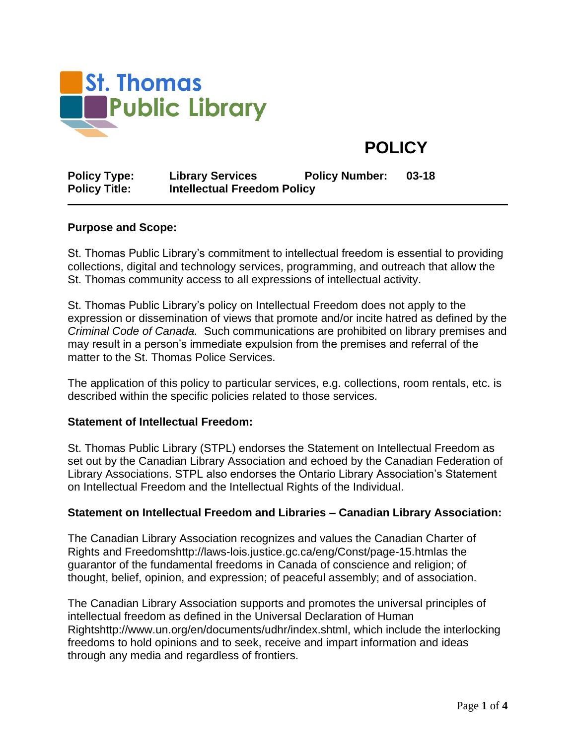St. Thomas Public Library

# POLICY

**Policy Type:** **Library Services** **Policy Number:** **03-18**
**Policy Title:** **Intellectual Freedom Policy**

---

**Purpose and Scope:**

St. Thomas Public Library's commitment to intellectual freedom is essential to providing collections, digital and technology services, programming, and outreach that allow the St. Thomas community access to all expressions of intellectual activity.

St. Thomas Public Library's policy on Intellectual Freedom does not apply to the expression or dissemination of views that promote and/or incite hatred as defined by the *Criminal Code of Canada.* Such communications are prohibited on library premises and may result in a person's immediate expulsion from the premises and referral of the matter to the St. Thomas Police Services.

The application of this policy to particular services, e.g. collections, room rentals, etc. is described within the specific policies related to those services.

**Statement of Intellectual Freedom:**

St. Thomas Public Library (STPL) endorses the Statement on Intellectual Freedom as set out by the Canadian Library Association and echoed by the Canadian Federation of Library Associations. STPL also endorses the Ontario Library Association's Statement on Intellectual Freedom and the Intellectual Rights of the Individual.

**Statement on Intellectual Freedom and Libraries – Canadian Library Association:**

The Canadian Library Association recognizes and values the Canadian Charter of Rights and Freedomshttp://laws-lois.justice.gc.ca/eng/Const/page-15.htmlas the guarantor of the fundamental freedoms in Canada of conscience and religion; of thought, belief, opinion, and expression; of peaceful assembly; and of association.

The Canadian Library Association supports and promotes the universal principles of intellectual freedom as defined in the Universal Declaration of Human Rightshttp://www.un.org/en/documents/udhr/index.shtml, which include the interlocking freedoms to hold opinions and to seek, receive and impart information and ideas through any media and regardless of frontiers.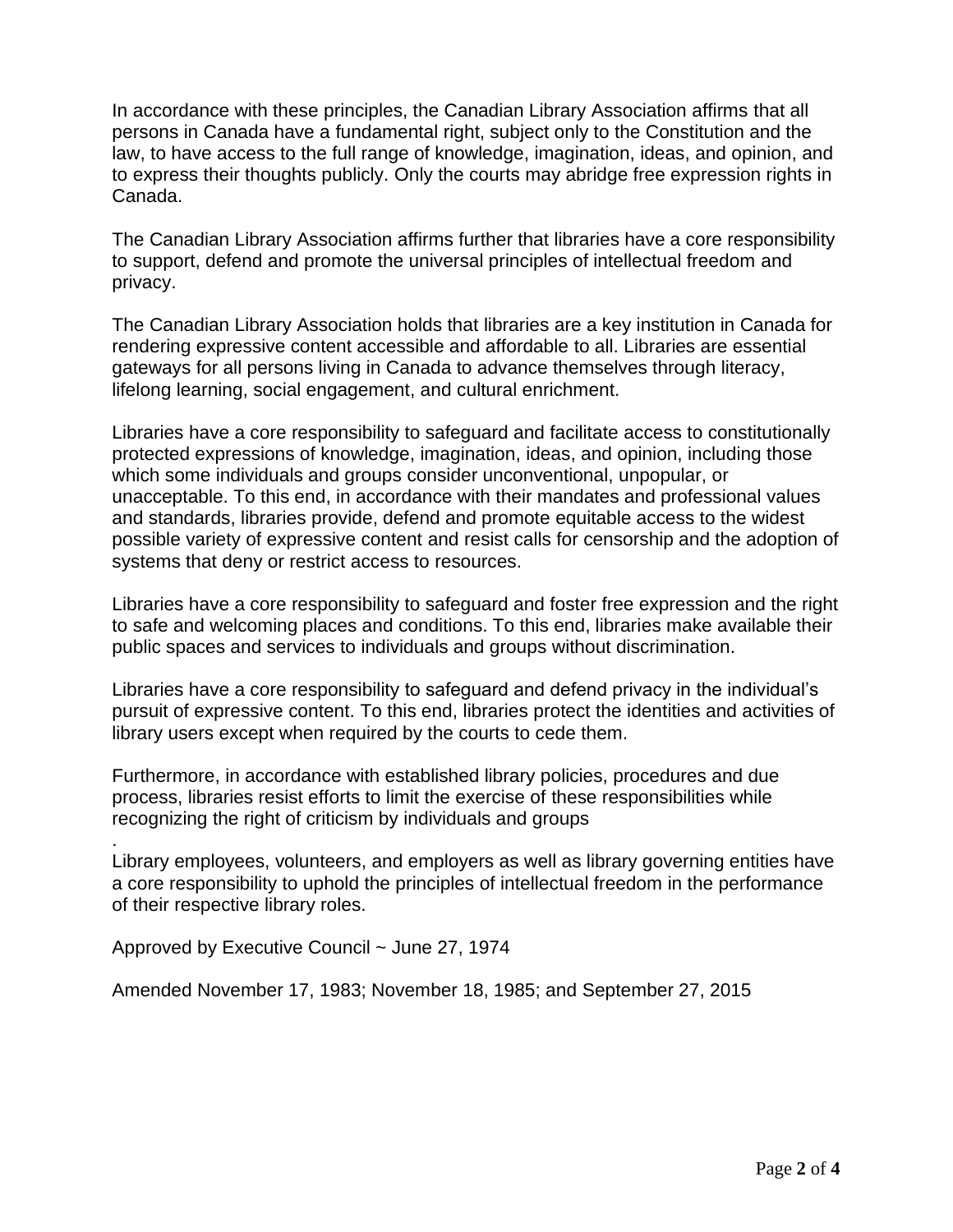In accordance with these principles, the Canadian Library Association affirms that all persons in Canada have a fundamental right, subject only to the Constitution and the law, to have access to the full range of knowledge, imagination, ideas, and opinion, and to express their thoughts publicly. Only the courts may abridge free expression rights in Canada.

The Canadian Library Association affirms further that libraries have a core responsibility to support, defend and promote the universal principles of intellectual freedom and privacy.

The Canadian Library Association holds that libraries are a key institution in Canada for rendering expressive content accessible and affordable to all. Libraries are essential gateways for all persons living in Canada to advance themselves through literacy, lifelong learning, social engagement, and cultural enrichment.

Libraries have a core responsibility to safeguard and facilitate access to constitutionally protected expressions of knowledge, imagination, ideas, and opinion, including those which some individuals and groups consider unconventional, unpopular, or unacceptable. To this end, in accordance with their mandates and professional values and standards, libraries provide, defend and promote equitable access to the widest possible variety of expressive content and resist calls for censorship and the adoption of systems that deny or restrict access to resources.

Libraries have a core responsibility to safeguard and foster free expression and the right to safe and welcoming places and conditions. To this end, libraries make available their public spaces and services to individuals and groups without discrimination.

Libraries have a core responsibility to safeguard and defend privacy in the individual's pursuit of expressive content. To this end, libraries protect the identities and activities of library users except when required by the courts to cede them.

Furthermore, in accordance with established library policies, procedures and due process, libraries resist efforts to limit the exercise of these responsibilities while recognizing the right of criticism by individuals and groups

.

Library employees, volunteers, and employers as well as library governing entities have a core responsibility to uphold the principles of intellectual freedom in the performance of their respective library roles.

Approved by Executive Council ~ June 27, 1974

Amended November 17, 1983; November 18, 1985; and September 27, 2015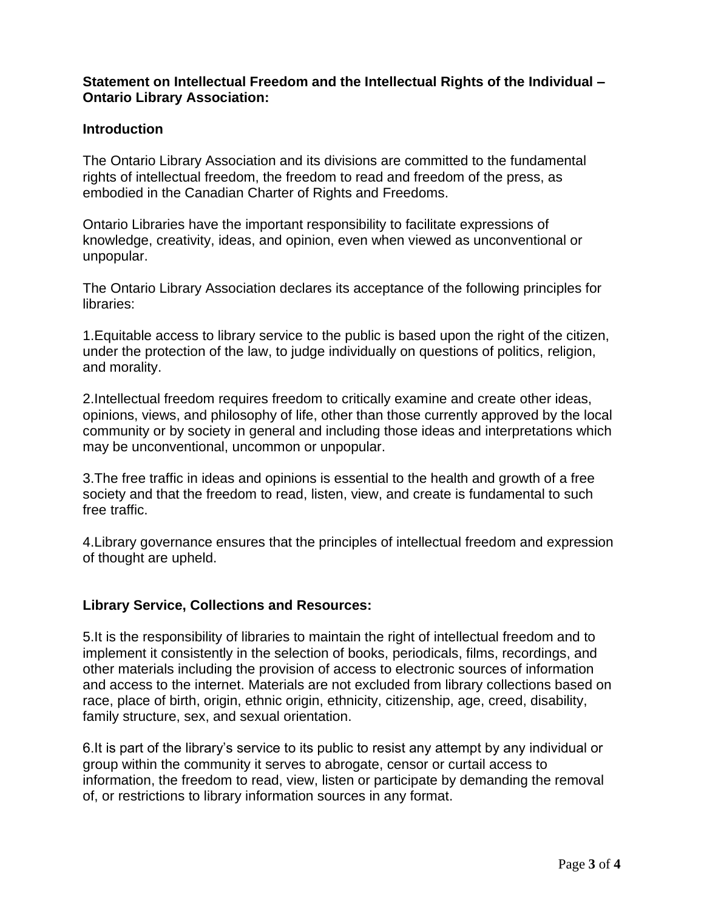**Statement on Intellectual Freedom and the Intellectual Rights of the Individual – Ontario Library Association:**

**Introduction**

The Ontario Library Association and its divisions are committed to the fundamental rights of intellectual freedom, the freedom to read and freedom of the press, as embodied in the Canadian Charter of Rights and Freedoms.

Ontario Libraries have the important responsibility to facilitate expressions of knowledge, creativity, ideas, and opinion, even when viewed as unconventional or unpopular.

The Ontario Library Association declares its acceptance of the following principles for libraries:

1.Equitable access to library service to the public is based upon the right of the citizen, under the protection of the law, to judge individually on questions of politics, religion, and morality.

2.Intellectual freedom requires freedom to critically examine and create other ideas, opinions, views, and philosophy of life, other than those currently approved by the local community or by society in general and including those ideas and interpretations which may be unconventional, uncommon or unpopular.

3.The free traffic in ideas and opinions is essential to the health and growth of a free society and that the freedom to read, listen, view, and create is fundamental to such free traffic.

4.Library governance ensures that the principles of intellectual freedom and expression of thought are upheld.

**Library Service, Collections and Resources:**

5.It is the responsibility of libraries to maintain the right of intellectual freedom and to implement it consistently in the selection of books, periodicals, films, recordings, and other materials including the provision of access to electronic sources of information and access to the internet. Materials are not excluded from library collections based on race, place of birth, origin, ethnic origin, ethnicity, citizenship, age, creed, disability, family structure, sex, and sexual orientation.

6.It is part of the library's service to its public to resist any attempt by any individual or group within the community it serves to abrogate, censor or curtail access to information, the freedom to read, view, listen or participate by demanding the removal of, or restrictions to library information sources in any format.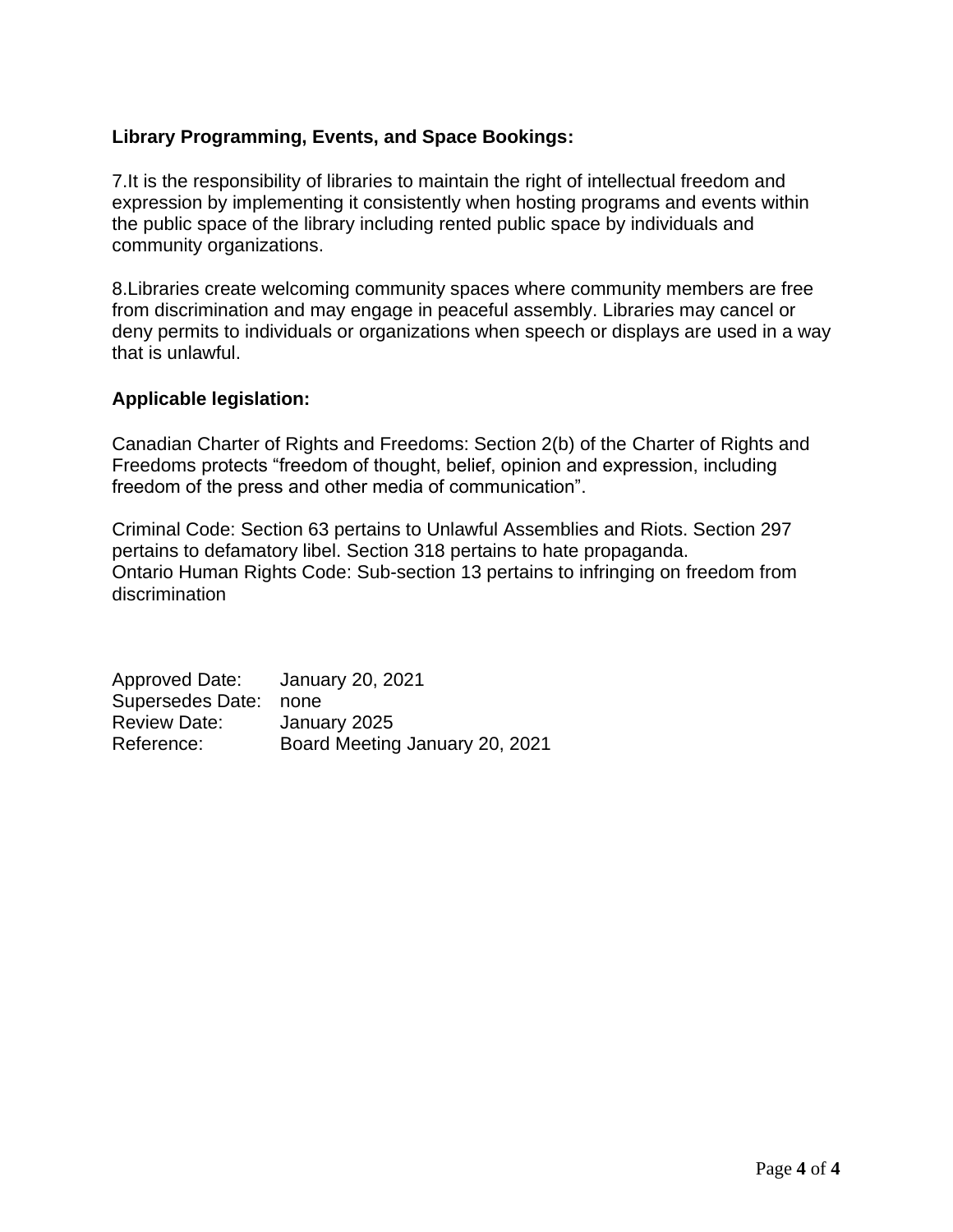**Library Programming, Events, and Space Bookings:**

7.It is the responsibility of libraries to maintain the right of intellectual freedom and expression by implementing it consistently when hosting programs and events within the public space of the library including rented public space by individuals and community organizations.

8.Libraries create welcoming community spaces where community members are free from discrimination and may engage in peaceful assembly. Libraries may cancel or deny permits to individuals or organizations when speech or displays are used in a way that is unlawful.

**Applicable legislation:**

Canadian Charter of Rights and Freedoms: Section 2(b) of the Charter of Rights and Freedoms protects "freedom of thought, belief, opinion and expression, including freedom of the press and other media of communication".

Criminal Code: Section 63 pertains to Unlawful Assemblies and Riots. Section 297 pertains to defamatory libel. Section 318 pertains to hate propaganda.
Ontario Human Rights Code: Sub-section 13 pertains to infringing on freedom from discrimination

| | |
|---|---|
| Approved Date: | January 20, 2021 |
| Supersedes Date: | none |
| Review Date: | January 2025 |
| Reference: | Board Meeting January 20, 2021 |